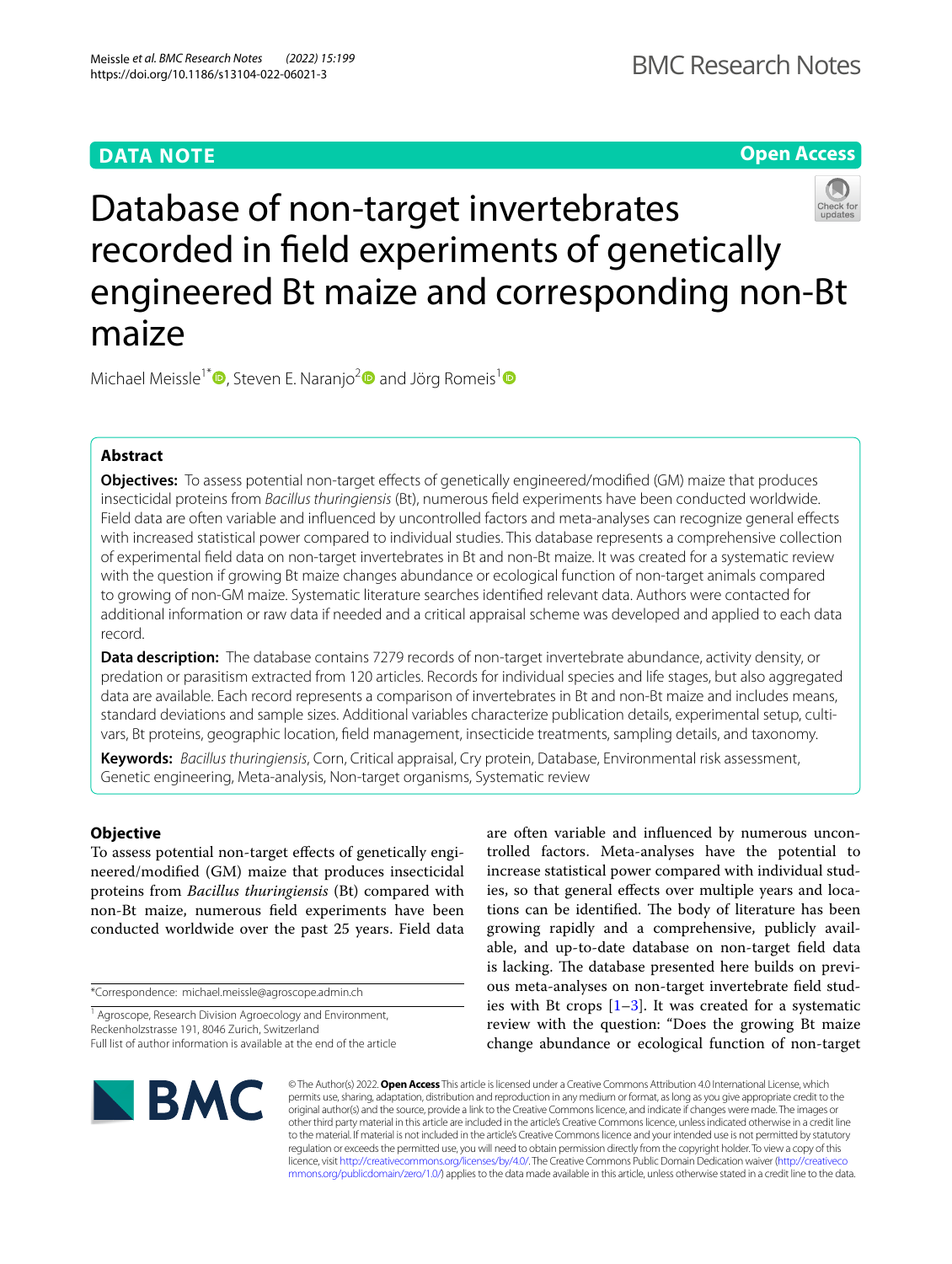DATA NOTE

Open Access

# Database of non-target invertebrates recorded in field experiments of genetically engineered Bt maize and corresponding non-Bt maize

Michael Meissle[1*], Steven E. Naranjo[2] and Jörg Romeis[1]

## Abstract

**Objectives:** To assess potential non-target effects of genetically engineered/modified (GM) maize that produces insecticidal proteins from *Bacillus thuringiensis* (Bt), numerous field experiments have been conducted worldwide. Field data are often variable and influenced by uncontrolled factors and meta-analyses can recognize general effects with increased statistical power compared to individual studies. This database represents a comprehensive collection of experimental field data on non-target invertebrates in Bt and non-Bt maize. It was created for a systematic review with the question if growing Bt maize changes abundance or ecological function of non-target animals compared to growing of non-GM maize. Systematic literature searches identified relevant data. Authors were contacted for additional information or raw data if needed and a critical appraisal scheme was developed and applied to each data record.

**Data description:** The database contains 7279 records of non-target invertebrate abundance, activity density, or predation or parasitism extracted from 120 articles. Records for individual species and life stages, but also aggregated data are available. Each record represents a comparison of invertebrates in Bt and non-Bt maize and includes means, standard deviations and sample sizes. Additional variables characterize publication details, experimental setup, cultivars, Bt proteins, geographic location, field management, insecticide treatments, sampling details, and taxonomy.

**Keywords:** *Bacillus thuringiensis*, Corn, Critical appraisal, Cry protein, Database, Environmental risk assessment, Genetic engineering, Meta-analysis, Non-target organisms, Systematic review

## Objective

To assess potential non-target effects of genetically engineered/modified (GM) maize that produces insecticidal proteins from *Bacillus thuringiensis* (Bt) compared with non-Bt maize, numerous field experiments have been conducted worldwide over the past 25 years. Field data are often variable and influenced by numerous uncontrolled factors. Meta-analyses have the potential to increase statistical power compared with individual studies, so that general effects over multiple years and locations can be identified. The body of literature has been growing rapidly and a comprehensive, publicly available, and up-to-date database on non-target field data is lacking. The database presented here builds on previous meta-analyses on non-target invertebrate field studies with Bt crops [1–3]. It was created for a systematic review with the question: "Does the growing Bt maize change abundance or ecological function of non-target

*Correspondence: michael.meissle@agroscope.admin.ch

[1] Agroscope, Research Division Agroecology and Environment, Reckenholzstrasse 191, 8046 Zurich, Switzerland

Full list of author information is available at the end of the article

© The Author(s) 2022. **Open Access** This article is licensed under a Creative Commons Attribution 4.0 International License, which permits use, sharing, adaptation, distribution and reproduction in any medium or format, as long as you give appropriate credit to the original author(s) and the source, provide a link to the Creative Commons licence, and indicate if changes were made. The images or other third party material in this article are included in the article's Creative Commons licence, unless indicated otherwise in a credit line to the material. If material is not included in the article's Creative Commons licence and your intended use is not permitted by statutory regulation or exceeds the permitted use, you will need to obtain permission directly from the copyright holder. To view a copy of this licence, visit http://creativecommons.org/licenses/by/4.0/. The Creative Commons Public Domain Dedication waiver (http://creativecommons.org/publicdomain/zero/1.0/) applies to the data made available in this article, unless otherwise stated in a credit line to the data.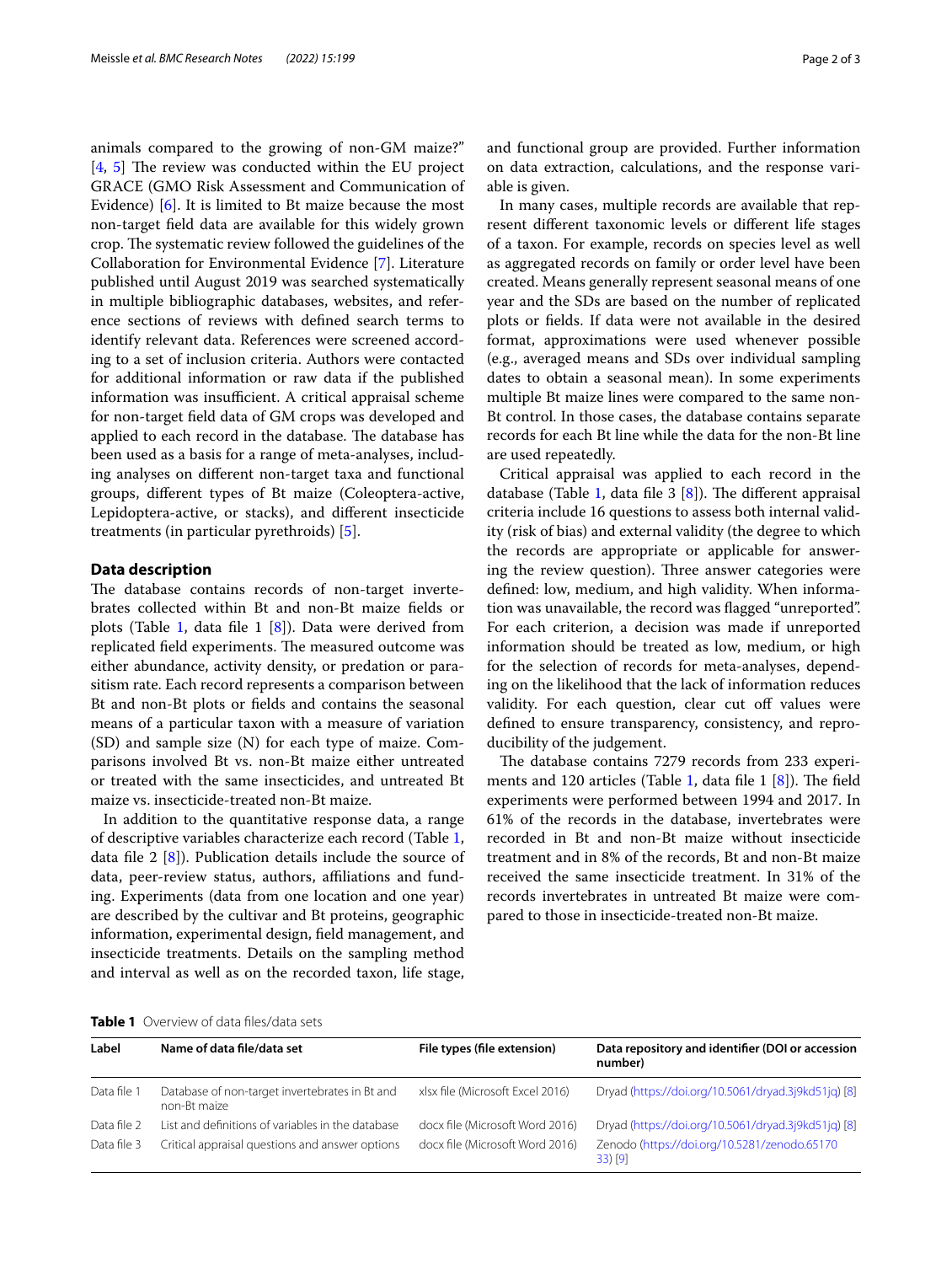animals compared to the growing of non-GM maize?" [4, 5] The review was conducted within the EU project GRACE (GMO Risk Assessment and Communication of Evidence) [6]. It is limited to Bt maize because the most non-target field data are available for this widely grown crop. The systematic review followed the guidelines of the Collaboration for Environmental Evidence [7]. Literature published until August 2019 was searched systematically in multiple bibliographic databases, websites, and reference sections of reviews with defined search terms to identify relevant data. References were screened according to a set of inclusion criteria. Authors were contacted for additional information or raw data if the published information was insufficient. A critical appraisal scheme for non-target field data of GM crops was developed and applied to each record in the database. The database has been used as a basis for a range of meta-analyses, including analyses on different non-target taxa and functional groups, different types of Bt maize (Coleoptera-active, Lepidoptera-active, or stacks), and different insecticide treatments (in particular pyrethroids) [5].

## Data description

The database contains records of non-target invertebrates collected within Bt and non-Bt maize fields or plots (Table 1, data file 1 [8]). Data were derived from replicated field experiments. The measured outcome was either abundance, activity density, or predation or parasitism rate. Each record represents a comparison between Bt and non-Bt plots or fields and contains the seasonal means of a particular taxon with a measure of variation (SD) and sample size (N) for each type of maize. Comparisons involved Bt vs. non-Bt maize either untreated or treated with the same insecticides, and untreated Bt maize vs. insecticide-treated non-Bt maize.

In addition to the quantitative response data, a range of descriptive variables characterize each record (Table 1, data file 2 [8]). Publication details include the source of data, peer-review status, authors, affiliations and funding. Experiments (data from one location and one year) are described by the cultivar and Bt proteins, geographic information, experimental design, field management, and insecticide treatments. Details on the sampling method and interval as well as on the recorded taxon, life stage, and functional group are provided. Further information on data extraction, calculations, and the response variable is given.

In many cases, multiple records are available that represent different taxonomic levels or different life stages of a taxon. For example, records on species level as well as aggregated records on family or order level have been created. Means generally represent seasonal means of one year and the SDs are based on the number of replicated plots or fields. If data were not available in the desired format, approximations were used whenever possible (e.g., averaged means and SDs over individual sampling dates to obtain a seasonal mean). In some experiments multiple Bt maize lines were compared to the same non-Bt control. In those cases, the database contains separate records for each Bt line while the data for the non-Bt line are used repeatedly.

Critical appraisal was applied to each record in the database (Table 1, data file 3 [8]). The different appraisal criteria include 16 questions to assess both internal validity (risk of bias) and external validity (the degree to which the records are appropriate or applicable for answering the review question). Three answer categories were defined: low, medium, and high validity. When information was unavailable, the record was flagged "unreported". For each criterion, a decision was made if unreported information should be treated as low, medium, or high for the selection of records for meta-analyses, depending on the likelihood that the lack of information reduces validity. For each question, clear cut off values were defined to ensure transparency, consistency, and reproducibility of the judgement.

The database contains 7279 records from 233 experiments and 120 articles (Table 1, data file 1 [8]). The field experiments were performed between 1994 and 2017. In 61% of the records in the database, invertebrates were recorded in Bt and non-Bt maize without insecticide treatment and in 8% of the records, Bt and non-Bt maize received the same insecticide treatment. In 31% of the records invertebrates in untreated Bt maize were compared to those in insecticide-treated non-Bt maize.

**Table 1** Overview of data files/data sets

| Label | Name of data file/data set | File types (file extension) | Data repository and identifier (DOI or accession number) |
|---|---|---|---|
| Data file 1 | Database of non-target invertebrates in Bt and non-Bt maize | xlsx file (Microsoft Excel 2016) | Dryad (https://doi.org/10.5061/dryad.3j9kd51jq) [8] |
| Data file 2 | List and definitions of variables in the database | docx file (Microsoft Word 2016) | Dryad (https://doi.org/10.5061/dryad.3j9kd51jq) [8] |
| Data file 3 | Critical appraisal questions and answer options | docx file (Microsoft Word 2016) | Zenodo (https://doi.org/10.5281/zenodo.6517033) [9] |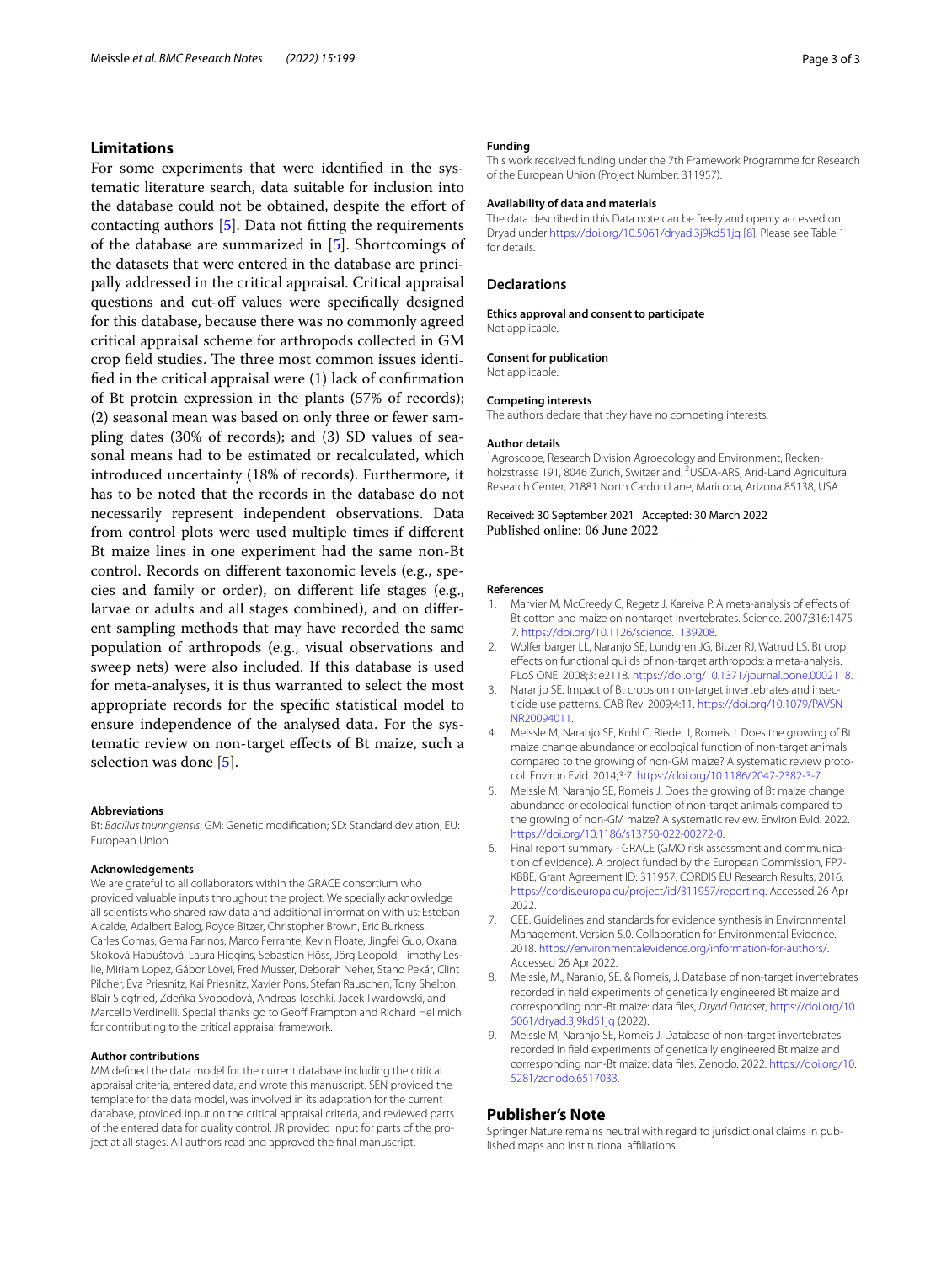## Limitations

For some experiments that were identified in the systematic literature search, data suitable for inclusion into the database could not be obtained, despite the effort of contacting authors [5]. Data not fitting the requirements of the database are summarized in [5]. Shortcomings of the datasets that were entered in the database are principally addressed in the critical appraisal. Critical appraisal questions and cut-off values were specifically designed for this database, because there was no commonly agreed critical appraisal scheme for arthropods collected in GM crop field studies. The three most common issues identified in the critical appraisal were (1) lack of confirmation of Bt protein expression in the plants (57% of records); (2) seasonal mean was based on only three or fewer sampling dates (30% of records); and (3) SD values of seasonal means had to be estimated or recalculated, which introduced uncertainty (18% of records). Furthermore, it has to be noted that the records in the database do not necessarily represent independent observations. Data from control plots were used multiple times if different Bt maize lines in one experiment had the same non-Bt control. Records on different taxonomic levels (e.g., species and family or order), on different life stages (e.g., larvae or adults and all stages combined), and on different sampling methods that may have recorded the same population of arthropods (e.g., visual observations and sweep nets) were also included. If this database is used for meta-analyses, it is thus warranted to select the most appropriate records for the specific statistical model to ensure independence of the analysed data. For the systematic review on non-target effects of Bt maize, such a selection was done [5].

#### Abbreviations

Bt: *Bacillus thuringiensis*; GM: Genetic modification; SD: Standard deviation; EU: European Union.

#### Acknowledgements

We are grateful to all collaborators within the GRACE consortium who provided valuable inputs throughout the project. We specially acknowledge all scientists who shared raw data and additional information with us: Esteban Alcalde, Adalbert Balog, Royce Bitzer, Christopher Brown, Eric Burkness, Carles Comas, Gema Farinós, Marco Ferrante, Kevin Floate, Jingfei Guo, Oxana Skoková Habuštová, Laura Higgins, Sebastian Höss, Jörg Leopold, Timothy Leslie, Miriam Lopez, Gábor Lövei, Fred Musser, Deborah Neher, Stano Pekár, Clint Pilcher, Eva Priesnitz, Kai Priesnitz, Xavier Pons, Stefan Rauschen, Tony Shelton, Blair Siegfried, Zdeňka Svobodová, Andreas Toschki, Jacek Twardowski, and Marcello Verdinelli. Special thanks go to Geoff Frampton and Richard Hellmich for contributing to the critical appraisal framework.

#### Author contributions

MM defined the data model for the current database including the critical appraisal criteria, entered data, and wrote this manuscript. SEN provided the template for the data model, was involved in its adaptation for the current database, provided input on the critical appraisal criteria, and reviewed parts of the entered data for quality control. JR provided input for parts of the project at all stages. All authors read and approved the final manuscript.

#### Funding

This work received funding under the 7th Framework Programme for Research of the European Union (Project Number: 311957).

#### Availability of data and materials

The data described in this Data note can be freely and openly accessed on Dryad under https://doi.org/10.5061/dryad.3j9kd51jq [8]. Please see Table 1 for details.

## Declarations

#### Ethics approval and consent to participate

Not applicable.

#### Consent for publication

Not applicable.

#### Competing interests

The authors declare that they have no competing interests.

#### Author details

[1] Agroscope, Research Division Agroecology and Environment, Reckenholzstrasse 191, 8046 Zurich, Switzerland. [2] USDA-ARS, Arid-Land Agricultural Research Center, 21881 North Cardon Lane, Maricopa, Arizona 85138, USA.

Received: 30 September 2021 Accepted: 30 March 2022
Published online: 06 June 2022

#### References

1. Marvier M, McCreedy C, Regetz J, Kareiva P. A meta-analysis of effects of Bt cotton and maize on nontarget invertebrates. Science. 2007;316:1475–7. https://doi.org/10.1126/science.1139208.
2. Wolfenbarger LL, Naranjo SE, Lundgren JG, Bitzer RJ, Watrud LS. Bt crop effects on functional guilds of non-target arthropods: a meta-analysis. PLoS ONE. 2008;3: e2118. https://doi.org/10.1371/journal.pone.0002118.
3. Naranjo SE. Impact of Bt crops on non-target invertebrates and insecticide use patterns. CAB Rev. 2009;4:11. https://doi.org/10.1079/PAVSNR20094011.
4. Meissle M, Naranjo SE, Kohl C, Riedel J, Romeis J. Does the growing of Bt maize change abundance or ecological function of non-target animals compared to the growing of non-GM maize? A systematic review protocol. Environ Evid. 2014;3:7. https://doi.org/10.1186/2047-2382-3-7.
5. Meissle M, Naranjo SE, Romeis J. Does the growing of Bt maize change abundance or ecological function of non-target animals compared to the growing of non-GM maize? A systematic review. Environ Evid. 2022. https://doi.org/10.1186/s13750-022-00272-0.
6. Final report summary - GRACE (GMO risk assessment and communication of evidence). A project funded by the European Commission, FP7-KBBE, Grant Agreement ID: 311957. CORDIS EU Research Results, 2016. https://cordis.europa.eu/project/id/311957/reporting. Accessed 26 Apr 2022.
7. CEE. Guidelines and standards for evidence synthesis in Environmental Management. Version 5.0. Collaboration for Environmental Evidence. 2018. https://environmentalevidence.org/information-for-authors/. Accessed 26 Apr 2022.
8. Meissle, M., Naranjo, SE. & Romeis, J. Database of non-target invertebrates recorded in field experiments of genetically engineered Bt maize and corresponding non-Bt maize: data files, *Dryad Dataset*, https://doi.org/10.5061/dryad.3j9kd51jq (2022).
9. Meissle M, Naranjo SE, Romeis J. Database of non-target invertebrates recorded in field experiments of genetically engineered Bt maize and corresponding non-Bt maize: data files. Zenodo. 2022. https://doi.org/10.5281/zenodo.6517033.

## Publisher's Note

Springer Nature remains neutral with regard to jurisdictional claims in published maps and institutional affiliations.